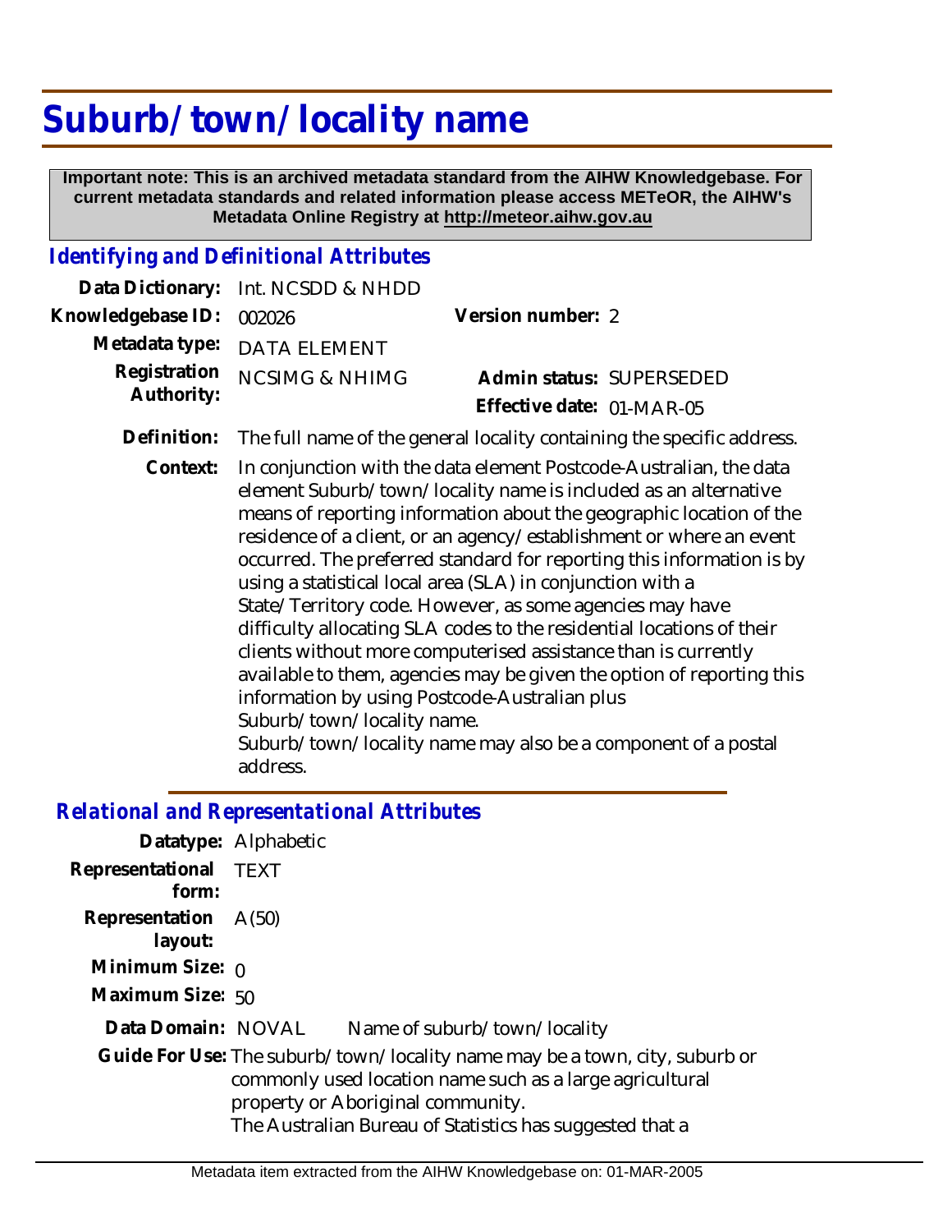# Suburb/town/locality name

**Important note: This is an archived metadata standard from the AIHW Knowledgebase. For current metadata standards and related information please access METeOR, the AIHW's Metadata Online Registry at http://meteor.aihw.gov.au**

## *Identifying and Definitional Attributes*

**Data Dictionary:** Int. NCSDD & NHDD

**Knowledgebase ID:** 002026

**Version number:** 2

**Metadata type:** DATA ELEMENT

**Registration Authority:** NCSIMG & NHIMG

**Admin status:** SUPERSEDED

**Effective date:** 01-MAR-05

**Definition:** The full name of the general locality containing the specific address.

**Context:** In conjunction with the data element Postcode-Australian, the data element Suburb/town/locality name is included as an alternative means of reporting information about the geographic location of the residence of a client, or an agency/establishment or where an event occurred. The preferred standard for reporting this information is by using a statistical local area (SLA) in conjunction with a State/Territory code. However, as some agencies may have difficulty allocating SLA codes to the residential locations of their clients without more computerised assistance than is currently available to them, agencies may be given the option of reporting this information by using Postcode-Australian plus Suburb/town/locality name.
Suburb/town/locality name may also be a component of a postal address.

## *Relational and Representational Attributes*

**Datatype:** Alphabetic

**Representational form:** TEXT

**Representation layout:** A(50)

**Minimum Size:** 0

**Maximum Size:** 50

**Data Domain:** NOVAL Name of suburb/town/locality

**Guide For Use:** The suburb/town/locality name may be a town, city, suburb or commonly used location name such as a large agricultural property or Aboriginal community.
The Australian Bureau of Statistics has suggested that a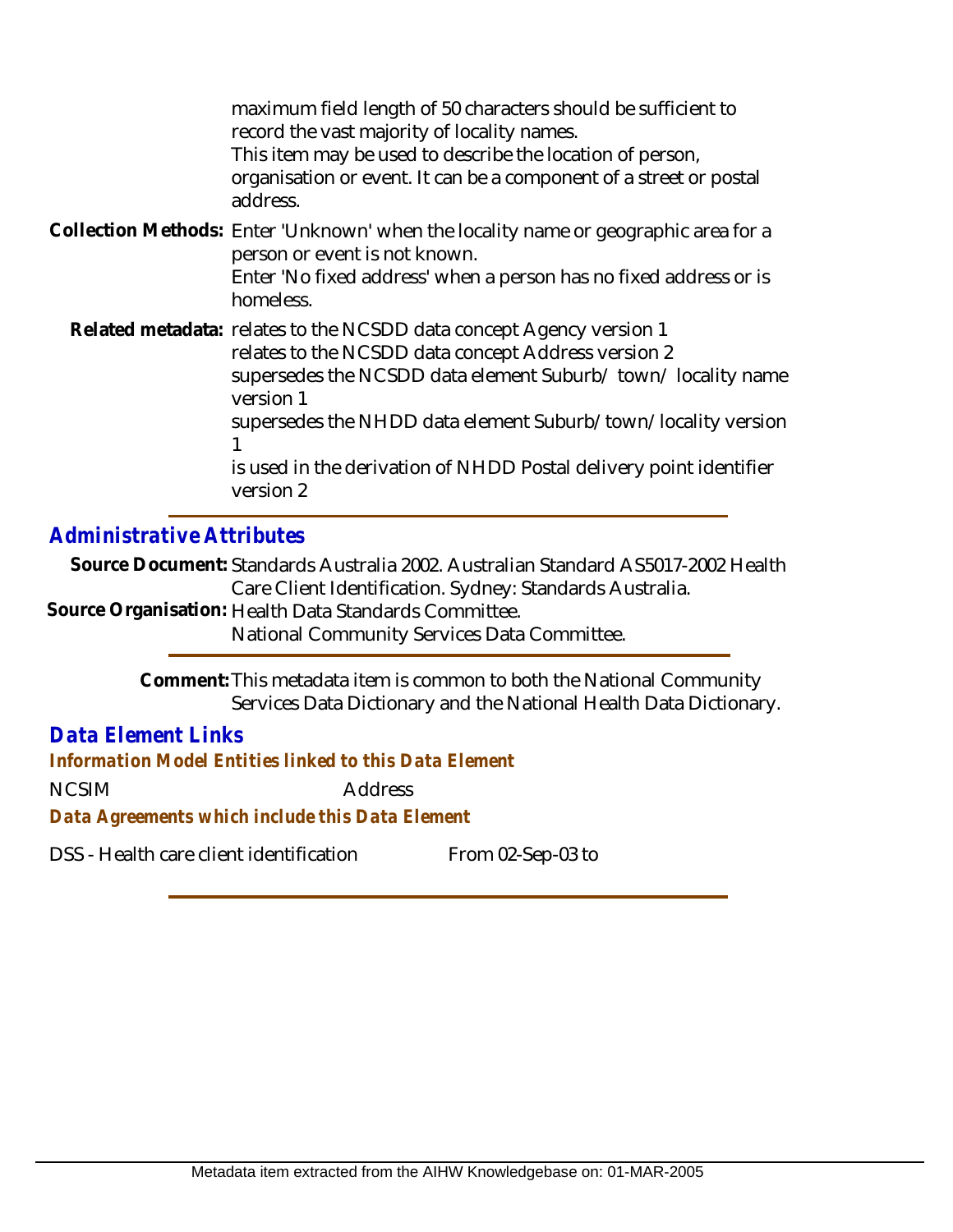maximum field length of 50 characters should be sufficient to record the vast majority of locality names.

This item may be used to describe the location of person, organisation or event. It can be a component of a street or postal address.

**Collection Methods:** Enter 'Unknown' when the locality name or geographic area for a person or event is not known.

Enter 'No fixed address' when a person has no fixed address or is homeless.

**Related metadata:** relates to the NCSDD data concept Agency version 1

relates to the NCSDD data concept Address version 2

supersedes the NCSDD data element Suburb/ town/ locality name version 1

supersedes the NHDD data element Suburb/town/locality version 1

is used in the derivation of NHDD Postal delivery point identifier version 2

## Administrative Attributes

**Source Document:** Standards Australia 2002. Australian Standard AS5017-2002 Health Care Client Identification. Sydney: Standards Australia.

**Source Organisation:** Health Data Standards Committee.

National Community Services Data Committee.

**Comment:** This metadata item is common to both the National Community Services Data Dictionary and the National Health Data Dictionary.

## Data Element Links

### Information Model Entities linked to this Data Element

| | |
|---|---|
| NCSIM | Address |

### Data Agreements which include this Data Element

| | |
|---|---|
| DSS - Health care client identification | From 02-Sep-03 to |

Metadata item extracted from the AIHW Knowledgebase on: 01-MAR-2005